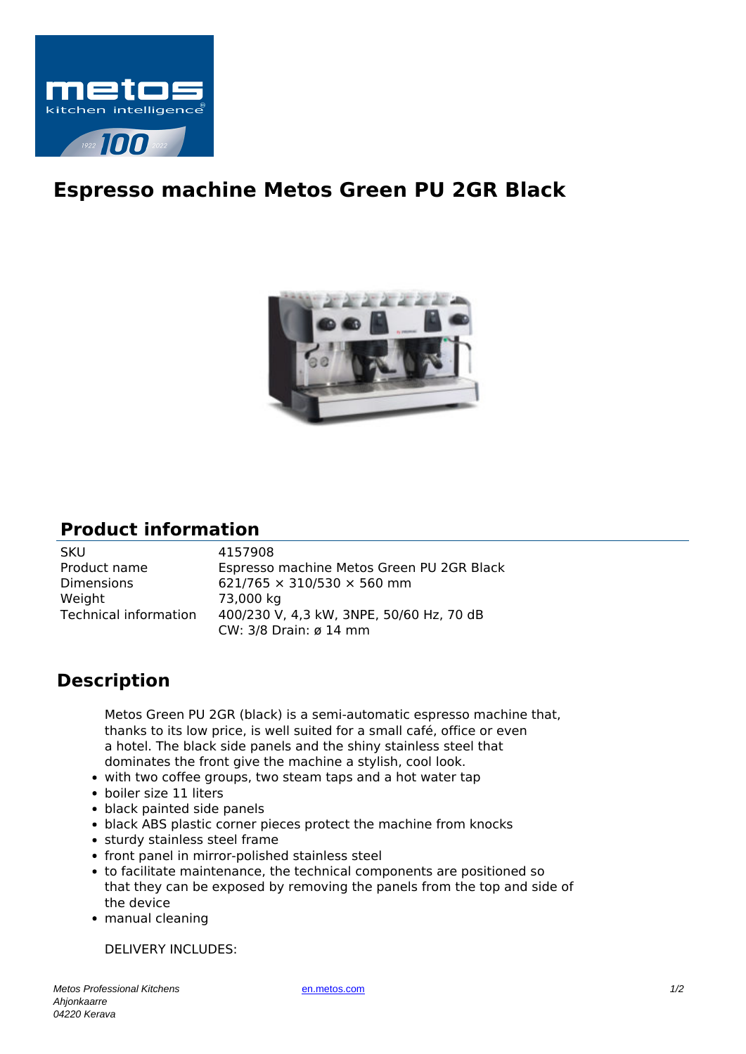# Espresso machine Metos Green PU 2GR Black

## Product information

| | |
|---|---|
| SKU | 4157908 |
| Product name | Espresso machine Metos Green PU 2GR Black |
| Dimensions | 621/765 × 310/530 × 560 mm |
| Weight | 73,000 kg |
| Technical information | 400/230 V, 4,3 kW, 3NPE, 50/60 Hz, 70 dB<br>CW: 3/8 Drain: ø 14 mm |

## Description

Metos Green PU 2GR (black) is a semi-automatic espresso machine that, thanks to its low price, is well suited for a small café, office or even a hotel. The black side panels and the shiny stainless steel that dominates the front give the machine a stylish, cool look.

- with two coffee groups, two steam taps and a hot water tap
- boiler size 11 liters
- black painted side panels
- black ABS plastic corner pieces protect the machine from knocks
- sturdy stainless steel frame
- front panel in mirror-polished stainless steel
- to facilitate maintenance, the technical components are positioned so that they can be exposed by removing the panels from the top and side of the device
- manual cleaning

DELIVERY INCLUDES: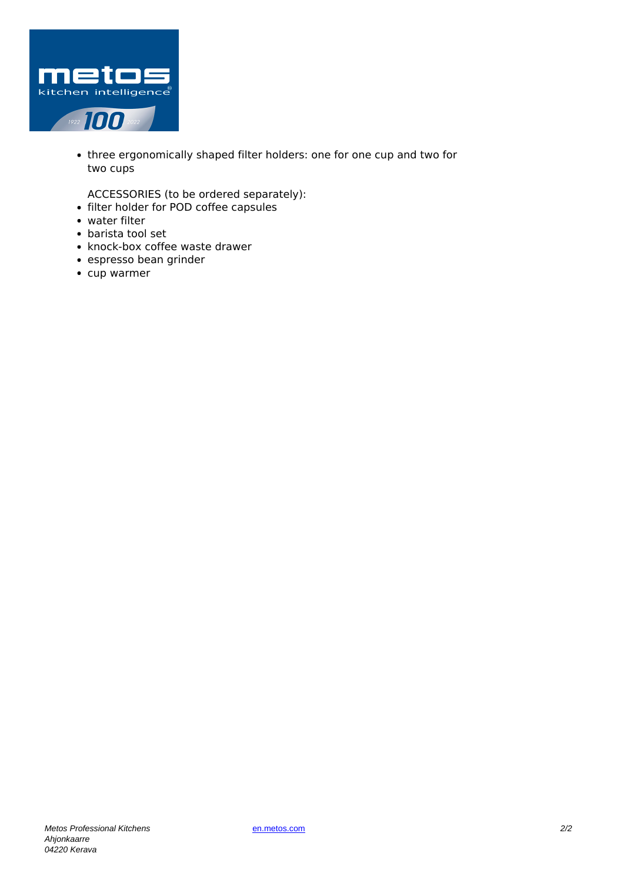- three ergonomically shaped filter holders: one for one cup and two for two cups

ACCESSORIES (to be ordered separately):

- filter holder for POD coffee capsules
- water filter
- barista tool set
- knock-box coffee waste drawer
- espresso bean grinder
- cup warmer